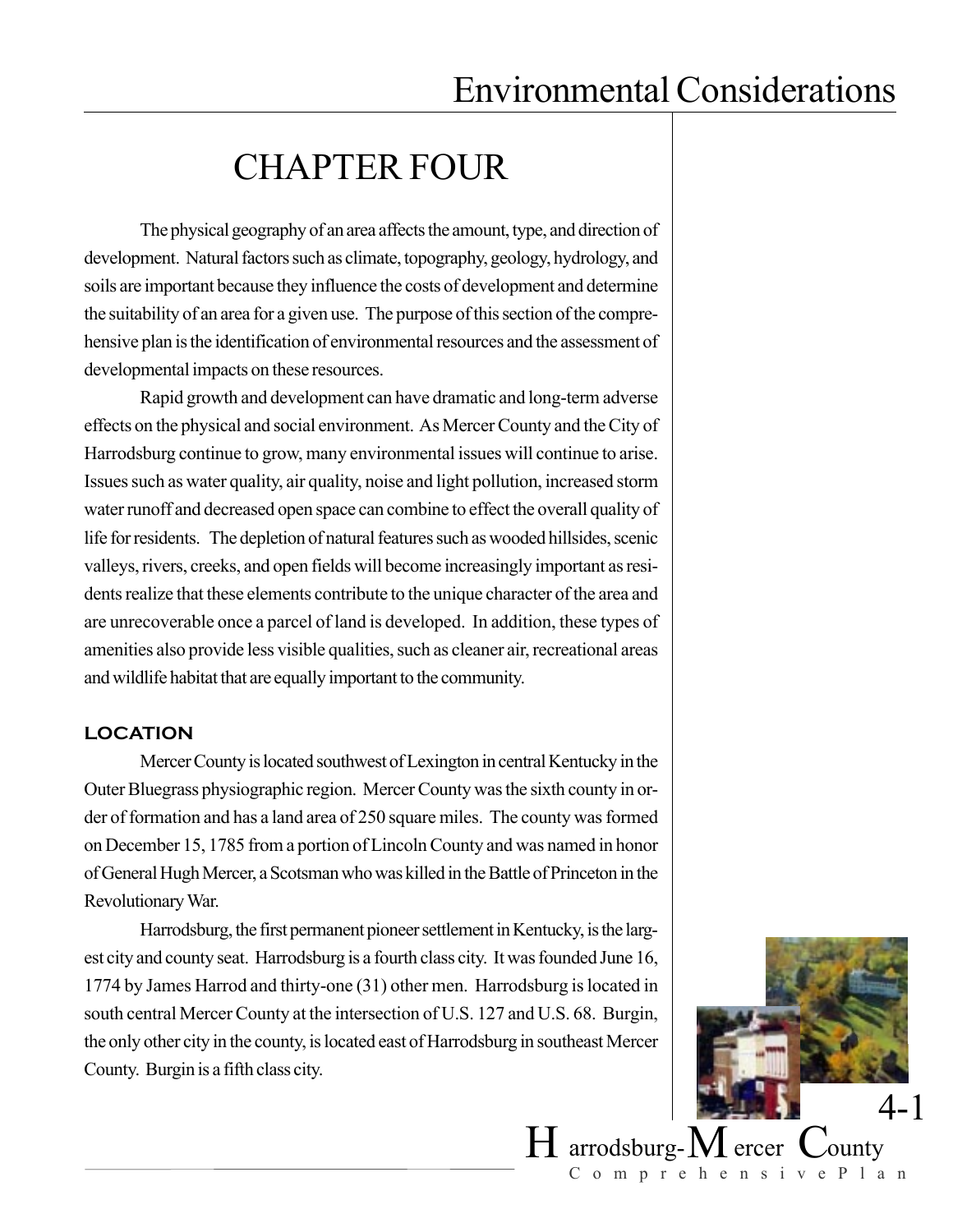# CHAPTER FOUR

The physical geography of an area affects the amount, type, and direction of development. Natural factors such as climate, topography, geology, hydrology, and soils are important because they influence the costs of development and determine the suitability of an area for a given use. The purpose of this section of the comprehensive plan is the identification of environmental resources and the assessment of developmental impacts on these resources.

Rapid growth and development can have dramatic and long-term adverse effects on the physical and social environment. As Mercer County and the City of Harrodsburg continue to grow, many environmental issues will continue to arise. Issues such as water quality, air quality, noise and light pollution, increased storm water runoff and decreased open space can combine to effect the overall quality of life for residents. The depletion of natural features such as wooded hillsides, scenic valleys, rivers, creeks, and open fields will become increasingly important as residents realize that these elements contribute to the unique character of the area and are unrecoverable once a parcel of land is developed. In addition, these types of amenities also provide less visible qualities, such as cleaner air, recreational areas and wildlife habitat that are equally important to the community.

## LOCATION

Mercer County is located southwest of Lexington in central Kentucky in the Outer Bluegrass physiographic region. Mercer County was the sixth county in order of formation and has a land area of 250 square miles. The county was formed on December 15, 1785 from a portion of Lincoln County and was named in honor of General Hugh Mercer, a Scotsman who was killed in the Battle of Princeton in the Revolutionary War.

Harrodsburg, the first permanent pioneer settlement in Kentucky, is the largest city and county seat. Harrodsburg is a fourth class city. It was founded June 16, 1774 by James Harrod and thirty-one (31) other men. Harrodsburg is located in south central Mercer County at the intersection of U.S. 127 and U.S. 68. Burgin, the only other city in the county, is located east of Harrodsburg in southeast Mercer County. Burgin is a fifth class city.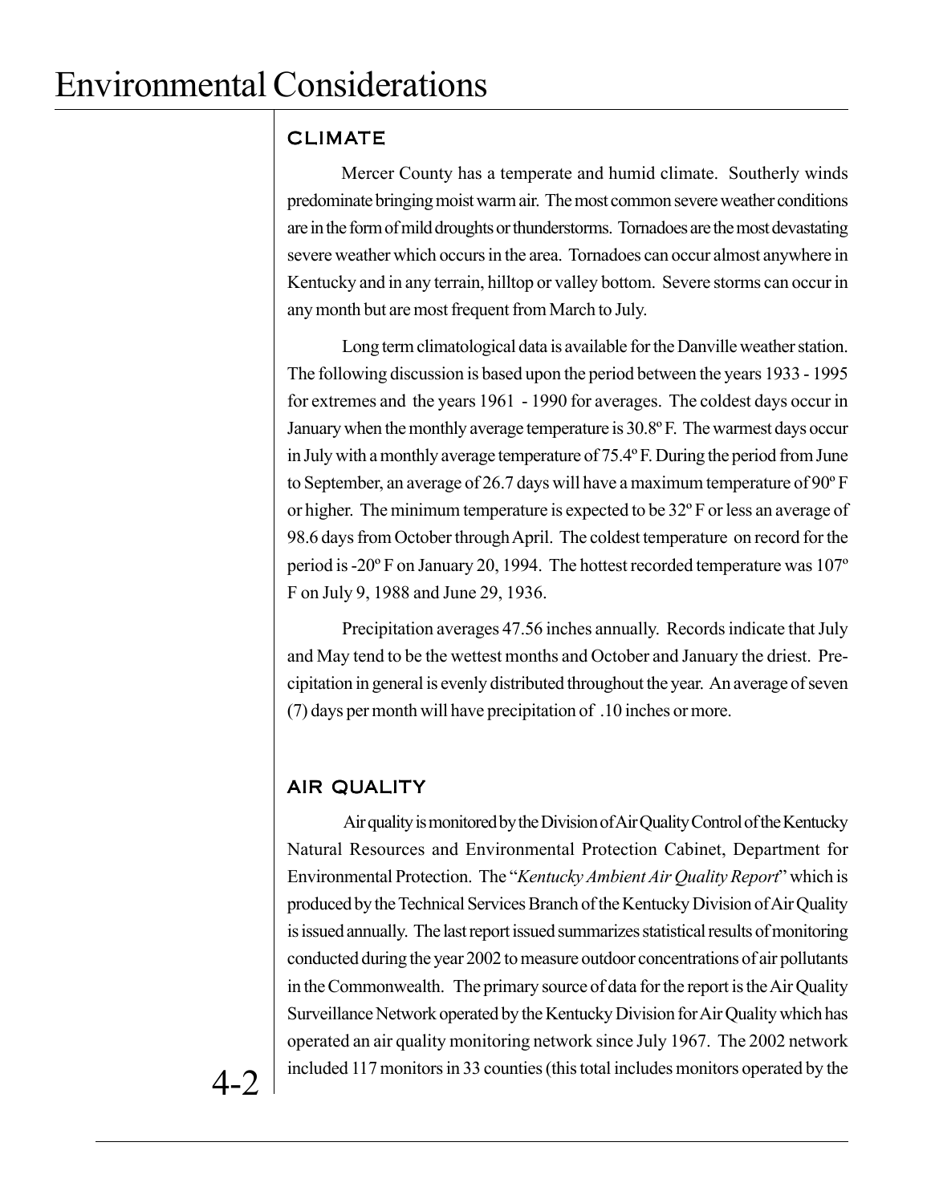# Environmental Considerations

## CLIMATE

Mercer County has a temperate and humid climate. Southerly winds predominate bringing moist warm air. The most common severe weather conditions are in the form of mild droughts or thunderstorms. Tornadoes are the most devastating severe weather which occurs in the area. Tornadoes can occur almost anywhere in Kentucky and in any terrain, hilltop or valley bottom. Severe storms can occur in any month but are most frequent from March to July.

Long term climatological data is available for the Danville weather station. The following discussion is based upon the period between the years 1933 - 1995 for extremes and the years 1961 - 1990 for averages. The coldest days occur in January when the monthly average temperature is 30.8º F. The warmest days occur in July with a monthly average temperature of 75.4º F. During the period from June to September, an average of 26.7 days will have a maximum temperature of 90º F or higher. The minimum temperature is expected to be 32º F or less an average of 98.6 days from October through April. The coldest temperature on record for the period is -20º F on January 20, 1994. The hottest recorded temperature was 107º F on July 9, 1988 and June 29, 1936.

Precipitation averages 47.56 inches annually. Records indicate that July and May tend to be the wettest months and October and January the driest. Precipitation in general is evenly distributed throughout the year. An average of seven (7) days per month will have precipitation of .10 inches or more.

## AIR QUALITY

Air quality is monitored by the Division of Air Quality Control of the Kentucky Natural Resources and Environmental Protection Cabinet, Department for Environmental Protection. The "*Kentucky Ambient Air Quality Report*" which is produced by the Technical Services Branch of the Kentucky Division of Air Quality is issued annually. The last report issued summarizes statistical results of monitoring conducted during the year 2002 to measure outdoor concentrations of air pollutants in the Commonwealth. The primary source of data for the report is the Air Quality Surveillance Network operated by the Kentucky Division for Air Quality which has operated an air quality monitoring network since July 1967. The 2002 network included 117 monitors in 33 counties (this total includes monitors operated by the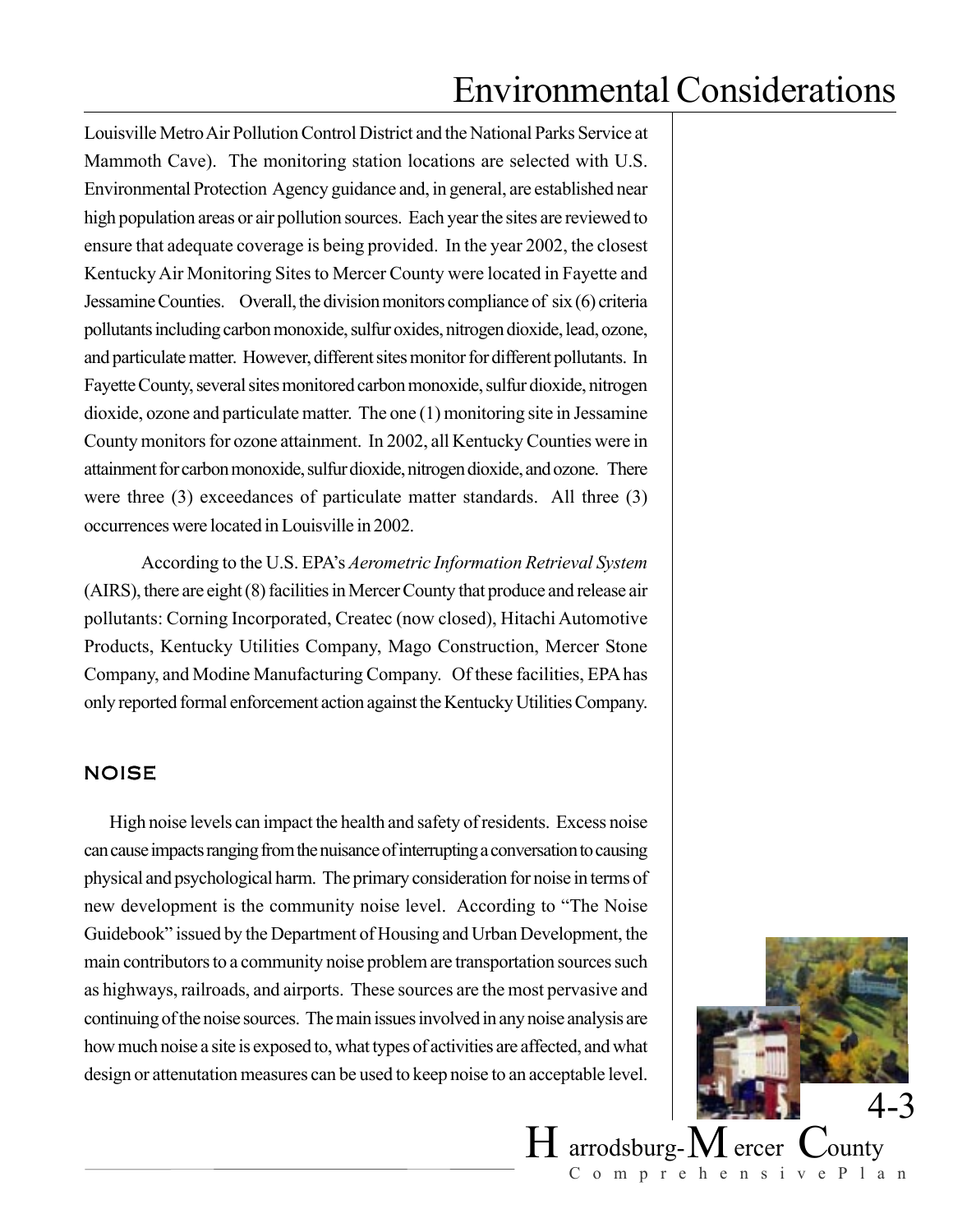Louisville Metro Air Pollution Control District and the National Parks Service at Mammoth Cave). The monitoring station locations are selected with U.S. Environmental Protection Agency guidance and, in general, are established near high population areas or air pollution sources. Each year the sites are reviewed to ensure that adequate coverage is being provided. In the year 2002, the closest Kentucky Air Monitoring Sites to Mercer County were located in Fayette and Jessamine Counties. Overall, the division monitors compliance of six (6) criteria pollutants including carbon monoxide, sulfur oxides, nitrogen dioxide, lead, ozone, and particulate matter. However, different sites monitor for different pollutants. In Fayette County, several sites monitored carbon monoxide, sulfur dioxide, nitrogen dioxide, ozone and particulate matter. The one (1) monitoring site in Jessamine County monitors for ozone attainment. In 2002, all Kentucky Counties were in attainment for carbon monoxide, sulfur dioxide, nitrogen dioxide, and ozone. There were three (3) exceedances of particulate matter standards. All three (3) occurrences were located in Louisville in 2002.

According to the U.S. EPA's *Aerometric Information Retrieval System* (AIRS), there are eight (8) facilities in Mercer County that produce and release air pollutants: Corning Incorporated, Createc (now closed), Hitachi Automotive Products, Kentucky Utilities Company, Mago Construction, Mercer Stone Company, and Modine Manufacturing Company. Of these facilities, EPA has only reported formal enforcement action against the Kentucky Utilities Company.

## NOISE

High noise levels can impact the health and safety of residents. Excess noise can cause impacts ranging from the nuisance of interrupting a conversation to causing physical and psychological harm. The primary consideration for noise in terms of new development is the community noise level. According to "The Noise Guidebook" issued by the Department of Housing and Urban Development, the main contributors to a community noise problem are transportation sources such as highways, railroads, and airports. These sources are the most pervasive and continuing of the noise sources. The main issues involved in any noise analysis are how much noise a site is exposed to, what types of activities are affected, and what design or attenuation measures can be used to keep noise to an acceptable level.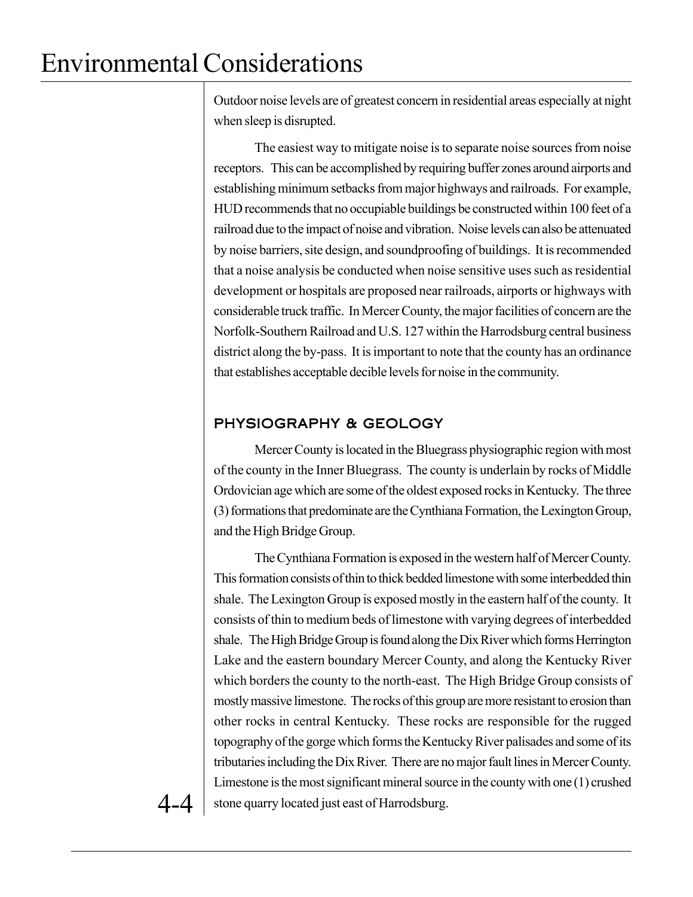Outdoor noise levels are of greatest concern in residential areas especially at night when sleep is disrupted.

The easiest way to mitigate noise is to separate noise sources from noise receptors. This can be accomplished by requiring buffer zones around airports and establishing minimum setbacks from major highways and railroads. For example, HUD recommends that no occupiable buildings be constructed within 100 feet of a railroad due to the impact of noise and vibration. Noise levels can also be attenuated by noise barriers, site design, and soundproofing of buildings. It is recommended that a noise analysis be conducted when noise sensitive uses such as residential development or hospitals are proposed near railroads, airports or highways with considerable truck traffic. In Mercer County, the major facilities of concern are the Norfolk-Southern Railroad and U.S. 127 within the Harrodsburg central business district along the by-pass. It is important to note that the county has an ordinance that establishes acceptable decible levels for noise in the community.

## PHYSIOGRAPHY & GEOLOGY

Mercer County is located in the Bluegrass physiographic region with most of the county in the Inner Bluegrass. The county is underlain by rocks of Middle Ordovician age which are some of the oldest exposed rocks in Kentucky. The three (3) formations that predominate are the Cynthiana Formation, the Lexington Group, and the High Bridge Group.

The Cynthiana Formation is exposed in the western half of Mercer County. This formation consists of thin to thick bedded limestone with some interbedded thin shale. The Lexington Group is exposed mostly in the eastern half of the county. It consists of thin to medium beds of limestone with varying degrees of interbedded shale. The High Bridge Group is found along the Dix River which forms Herrington Lake and the eastern boundary Mercer County, and along the Kentucky River which borders the county to the north-east. The High Bridge Group consists of mostly massive limestone. The rocks of this group are more resistant to erosion than other rocks in central Kentucky. These rocks are responsible for the rugged topography of the gorge which forms the Kentucky River palisades and some of its tributaries including the Dix River. There are no major fault lines in Mercer County. Limestone is the most significant mineral source in the county with one (1) crushed stone quarry located just east of Harrodsburg.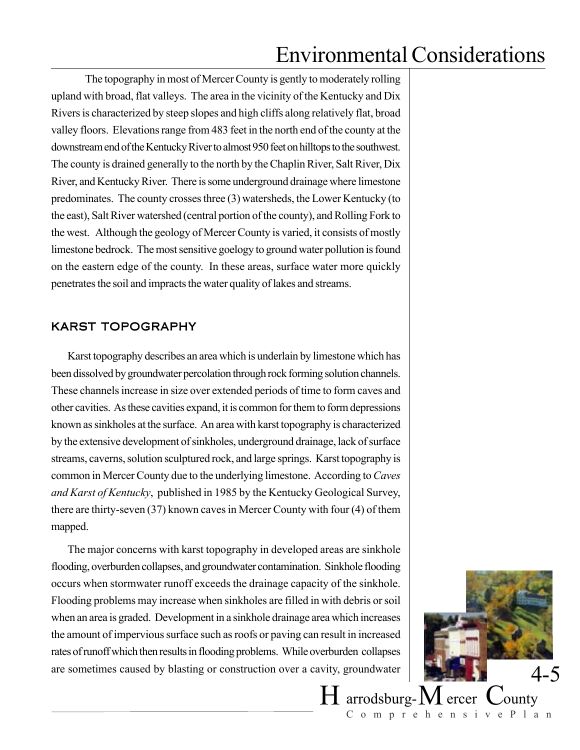The topography in most of Mercer County is gently to moderately rolling upland with broad, flat valleys. The area in the vicinity of the Kentucky and Dix Rivers is characterized by steep slopes and high cliffs along relatively flat, broad valley floors. Elevations range from 483 feet in the north end of the county at the downstream end of the Kentucky River to almost 950 feet on hilltops to the southwest. The county is drained generally to the north by the Chaplin River, Salt River, Dix River, and Kentucky River. There is some underground drainage where limestone predominates. The county crosses three (3) watersheds, the Lower Kentucky (to the east), Salt River watershed (central portion of the county), and Rolling Fork to the west. Although the geology of Mercer County is varied, it consists of mostly limestone bedrock. The most sensitive goelogy to ground water pollution is found on the eastern edge of the county. In these areas, surface water more quickly penetrates the soil and impracts the water quality of lakes and streams.

## KARST TOPOGRAPHY

Karst topography describes an area which is underlain by limestone which has been dissolved by groundwater percolation through rock forming solution channels. These channels increase in size over extended periods of time to form caves and other cavities. As these cavities expand, it is common for them to form depressions known as sinkholes at the surface. An area with karst topography is characterized by the extensive development of sinkholes, underground drainage, lack of surface streams, caverns, solution sculptured rock, and large springs. Karst topography is common in Mercer County due to the underlying limestone. According to *Caves and Karst of Kentucky*, published in 1985 by the Kentucky Geological Survey, there are thirty-seven (37) known caves in Mercer County with four (4) of them mapped.

The major concerns with karst topography in developed areas are sinkhole flooding, overburden collapses, and groundwater contamination. Sinkhole flooding occurs when stormwater runoff exceeds the drainage capacity of the sinkhole. Flooding problems may increase when sinkholes are filled in with debris or soil when an area is graded. Development in a sinkhole drainage area which increases the amount of impervious surface such as roofs or paving can result in increased rates of runoff which then results in flooding problems. While overburden collapses are sometimes caused by blasting or construction over a cavity, groundwater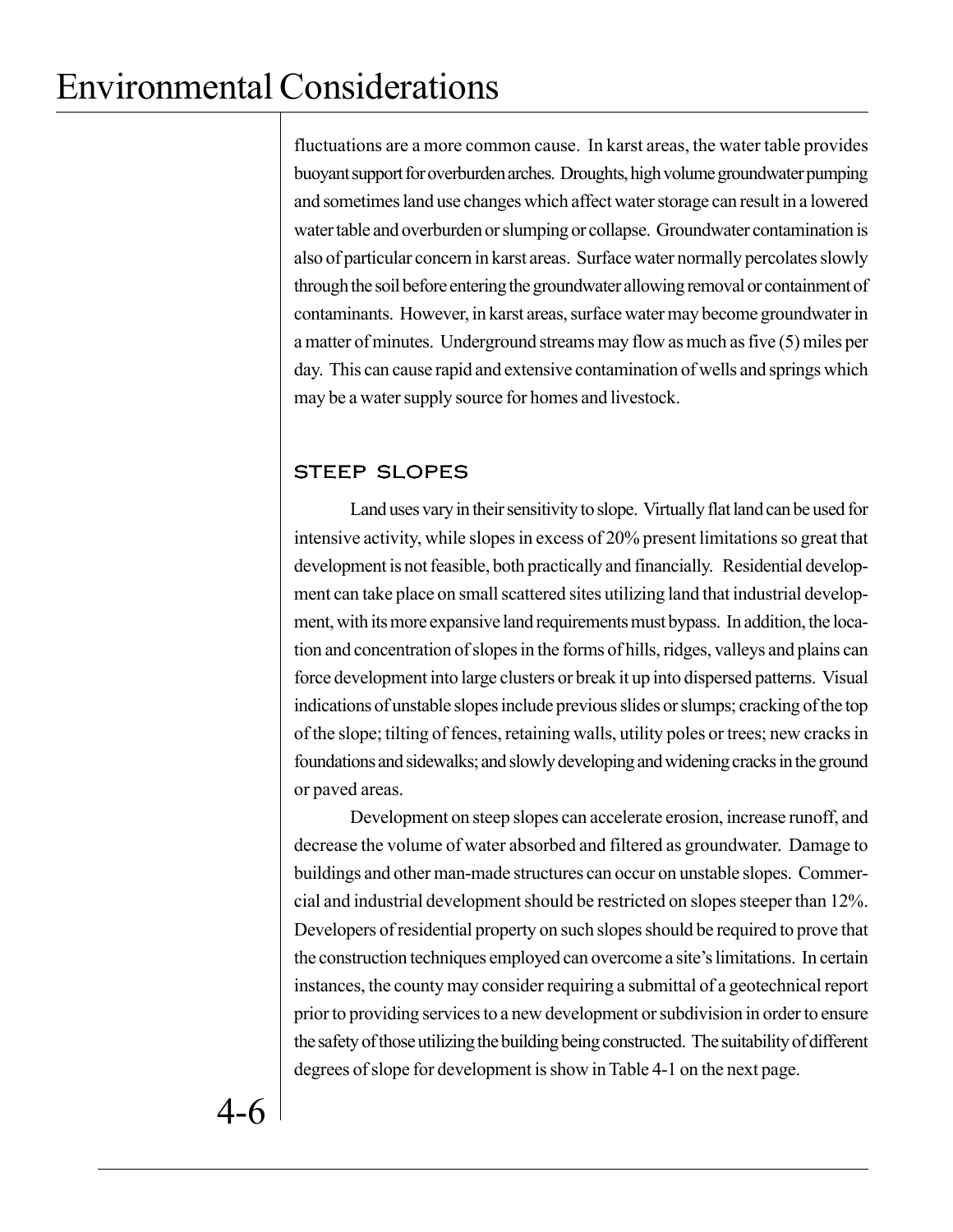fluctuations are a more common cause. In karst areas, the water table provides buoyant support for overburden arches. Droughts, high volume groundwater pumping and sometimes land use changes which affect water storage can result in a lowered water table and overburden or slumping or collapse. Groundwater contamination is also of particular concern in karst areas. Surface water normally percolates slowly through the soil before entering the groundwater allowing removal or containment of contaminants. However, in karst areas, surface water may become groundwater in a matter of minutes. Underground streams may flow as much as five (5) miles per day. This can cause rapid and extensive contamination of wells and springs which may be a water supply source for homes and livestock.

### STEEP SLOPES

Land uses vary in their sensitivity to slope. Virtually flat land can be used for intensive activity, while slopes in excess of 20% present limitations so great that development is not feasible, both practically and financially. Residential development can take place on small scattered sites utilizing land that industrial development, with its more expansive land requirements must bypass. In addition, the location and concentration of slopes in the forms of hills, ridges, valleys and plains can force development into large clusters or break it up into dispersed patterns. Visual indications of unstable slopes include previous slides or slumps; cracking of the top of the slope; tilting of fences, retaining walls, utility poles or trees; new cracks in foundations and sidewalks; and slowly developing and widening cracks in the ground or paved areas.

Development on steep slopes can accelerate erosion, increase runoff, and decrease the volume of water absorbed and filtered as groundwater. Damage to buildings and other man-made structures can occur on unstable slopes. Commercial and industrial development should be restricted on slopes steeper than 12%. Developers of residential property on such slopes should be required to prove that the construction techniques employed can overcome a site's limitations. In certain instances, the county may consider requiring a submittal of a geotechnical report prior to providing services to a new development or subdivision in order to ensure the safety of those utilizing the building being constructed. The suitability of different degrees of slope for development is show in Table 4-1 on the next page.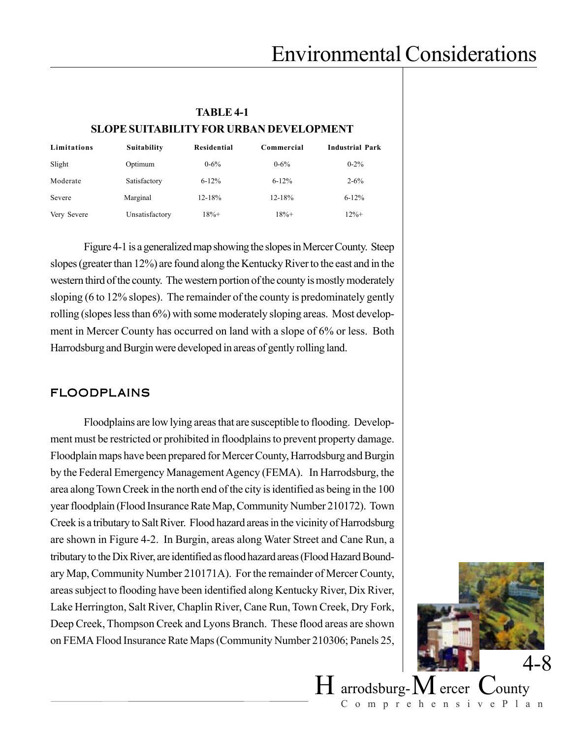**TABLE 4-1**
**SLOPE SUITABILITY FOR URBAN DEVELOPMENT**

| Limitations | Suitability | Residential | Commercial | Industrial Park |
|---|---|---|---|---|
| Slight | Optimum | 0-6% | 0-6% | 0-2% |
| Moderate | Satisfactory | 6-12% | 6-12% | 2-6% |
| Severe | Marginal | 12-18% | 12-18% | 6-12% |
| Very Severe | Unsatisfactory | 18%+ | 18%+ | 12%+ |

Figure 4-1 is a generalized map showing the slopes in Mercer County. Steep slopes (greater than 12%) are found along the Kentucky River to the east and in the western third of the county. The western portion of the county is mostly moderately sloping (6 to 12% slopes). The remainder of the county is predominately gently rolling (slopes less than 6%) with some moderately sloping areas. Most development in Mercer County has occurred on land with a slope of 6% or less. Both Harrodsburg and Burgin were developed in areas of gently rolling land.

## FLOODPLAINS

Floodplains are low lying areas that are susceptible to flooding. Development must be restricted or prohibited in floodplains to prevent property damage. Floodplain maps have been prepared for Mercer County, Harrodsburg and Burgin by the Federal Emergency Management Agency (FEMA). In Harrodsburg, the area along Town Creek in the north end of the city is identified as being in the 100 year floodplain (Flood Insurance Rate Map, Community Number 210172). Town Creek is a tributary to Salt River. Flood hazard areas in the vicinity of Harrodsburg are shown in Figure 4-2. In Burgin, areas along Water Street and Cane Run, a tributary to the Dix River, are identified as flood hazard areas (Flood Hazard Boundary Map, Community Number 210171A). For the remainder of Mercer County, areas subject to flooding have been identified along Kentucky River, Dix River, Lake Herrington, Salt River, Chaplin River, Cane Run, Town Creek, Dry Fork, Deep Creek, Thompson Creek and Lyons Branch. These flood areas are shown on FEMA Flood Insurance Rate Maps (Community Number 210306; Panels 25,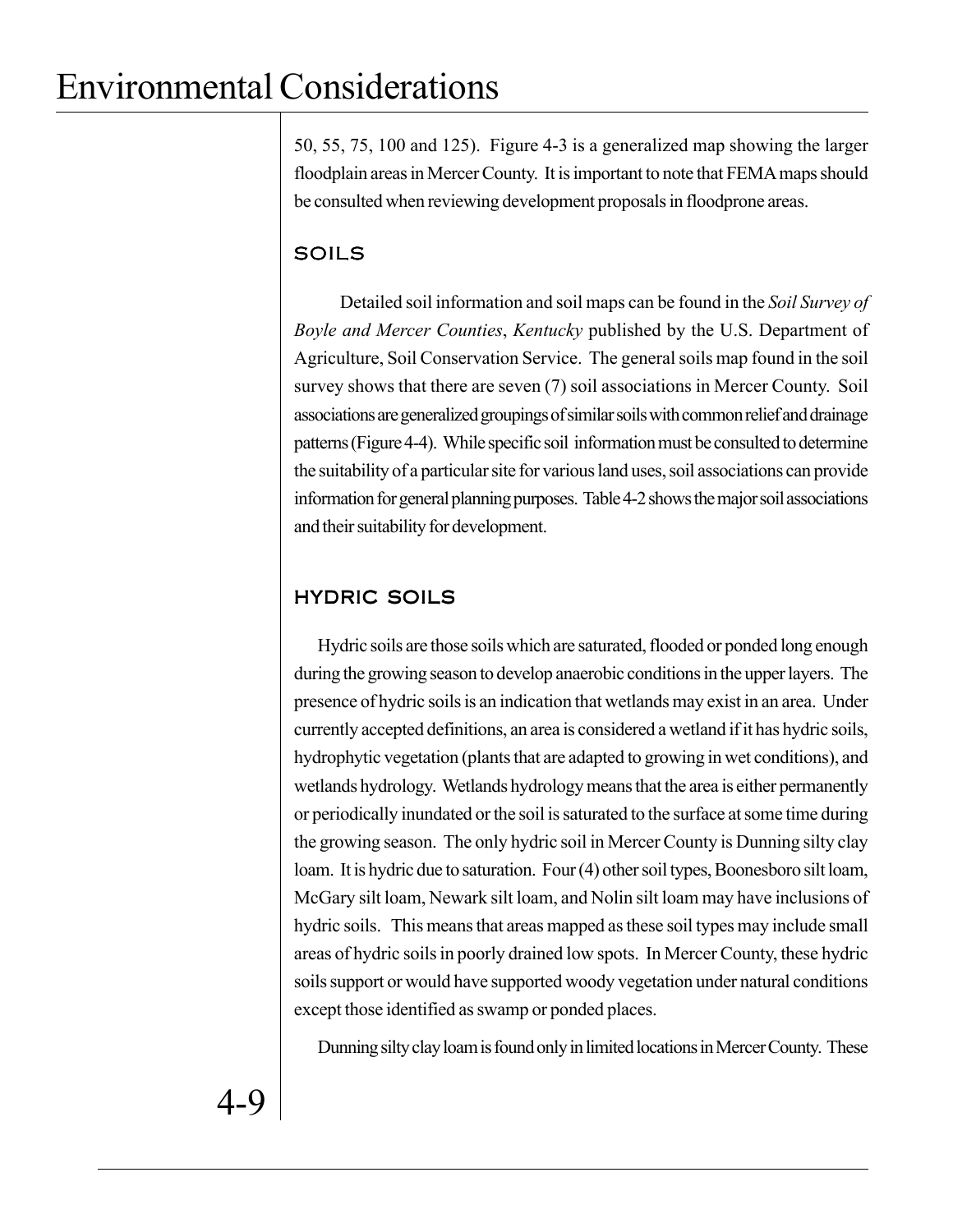50, 55, 75, 100 and 125). Figure 4-3 is a generalized map showing the larger floodplain areas in Mercer County. It is important to note that FEMA maps should be consulted when reviewing development proposals in floodprone areas.

## SOILS

Detailed soil information and soil maps can be found in the *Soil Survey of Boyle and Mercer Counties*, *Kentucky* published by the U.S. Department of Agriculture, Soil Conservation Service. The general soils map found in the soil survey shows that there are seven (7) soil associations in Mercer County. Soil associations are generalized groupings of similar soils with common relief and drainage patterns (Figure 4-4). While specific soil information must be consulted to determine the suitability of a particular site for various land uses, soil associations can provide information for general planning purposes. Table 4-2 shows the major soil associations and their suitability for development.

## HYDRIC SOILS

Hydric soils are those soils which are saturated, flooded or ponded long enough during the growing season to develop anaerobic conditions in the upper layers. The presence of hydric soils is an indication that wetlands may exist in an area. Under currently accepted definitions, an area is considered a wetland if it has hydric soils, hydrophytic vegetation (plants that are adapted to growing in wet conditions), and wetlands hydrology. Wetlands hydrology means that the area is either permanently or periodically inundated or the soil is saturated to the surface at some time during the growing season. The only hydric soil in Mercer County is Dunning silty clay loam. It is hydric due to saturation. Four (4) other soil types, Boonesboro silt loam, McGary silt loam, Newark silt loam, and Nolin silt loam may have inclusions of hydric soils. This means that areas mapped as these soil types may include small areas of hydric soils in poorly drained low spots. In Mercer County, these hydric soils support or would have supported woody vegetation under natural conditions except those identified as swamp or ponded places.

Dunning silty clay loam is found only in limited locations in Mercer County. These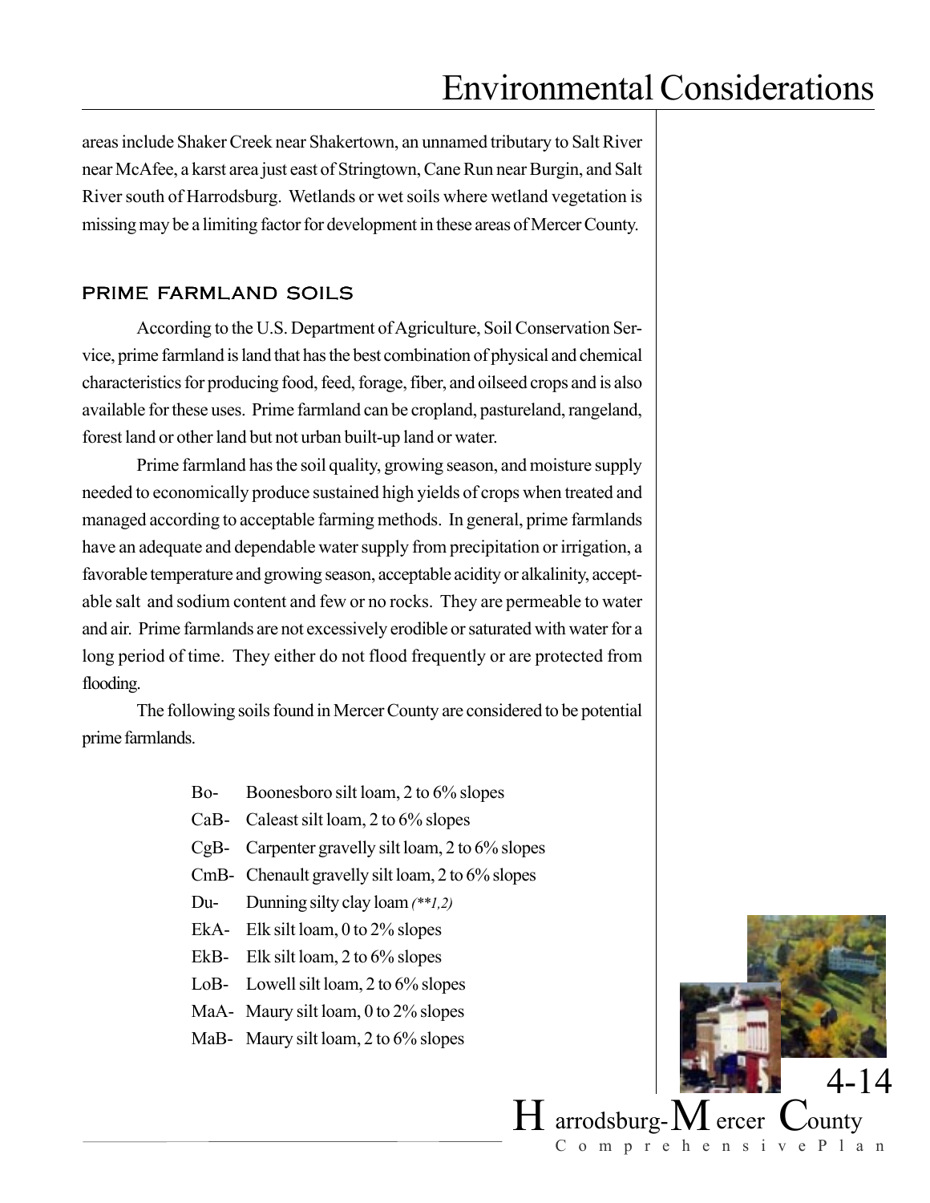areas include Shaker Creek near Shakertown, an unnamed tributary to Salt River near McAfee, a karst area just east of Stringtown, Cane Run near Burgin, and Salt River south of Harrodsburg. Wetlands or wet soils where wetland vegetation is missing may be a limiting factor for development in these areas of Mercer County.

## PRIME FARMLAND SOILS

According to the U.S. Department of Agriculture, Soil Conservation Service, prime farmland is land that has the best combination of physical and chemical characteristics for producing food, feed, forage, fiber, and oilseed crops and is also available for these uses. Prime farmland can be cropland, pastureland, rangeland, forest land or other land but not urban built-up land or water.

Prime farmland has the soil quality, growing season, and moisture supply needed to economically produce sustained high yields of crops when treated and managed according to acceptable farming methods. In general, prime farmlands have an adequate and dependable water supply from precipitation or irrigation, a favorable temperature and growing season, acceptable acidity or alkalinity, acceptable salt and sodium content and few or no rocks. They are permeable to water and air. Prime farmlands are not excessively erodible or saturated with water for a long period of time. They either do not flood frequently or are protected from flooding.

The following soils found in Mercer County are considered to be potential prime farmlands.

- Bo- Boonesboro silt loam, 2 to 6% slopes
- CaB- Caleast silt loam, 2 to 6% slopes
- CgB- Carpenter gravelly silt loam, 2 to 6% slopes
- CmB- Chenault gravelly silt loam, 2 to 6% slopes
- Du- Dunning silty clay loam *(**1,2)*
- EkA- Elk silt loam, 0 to 2% slopes
- EkB- Elk silt loam, 2 to 6% slopes
- LoB- Lowell silt loam, 2 to 6% slopes
- MaA- Maury silt loam, 0 to 2% slopes
- MaB- Maury silt loam, 2 to 6% slopes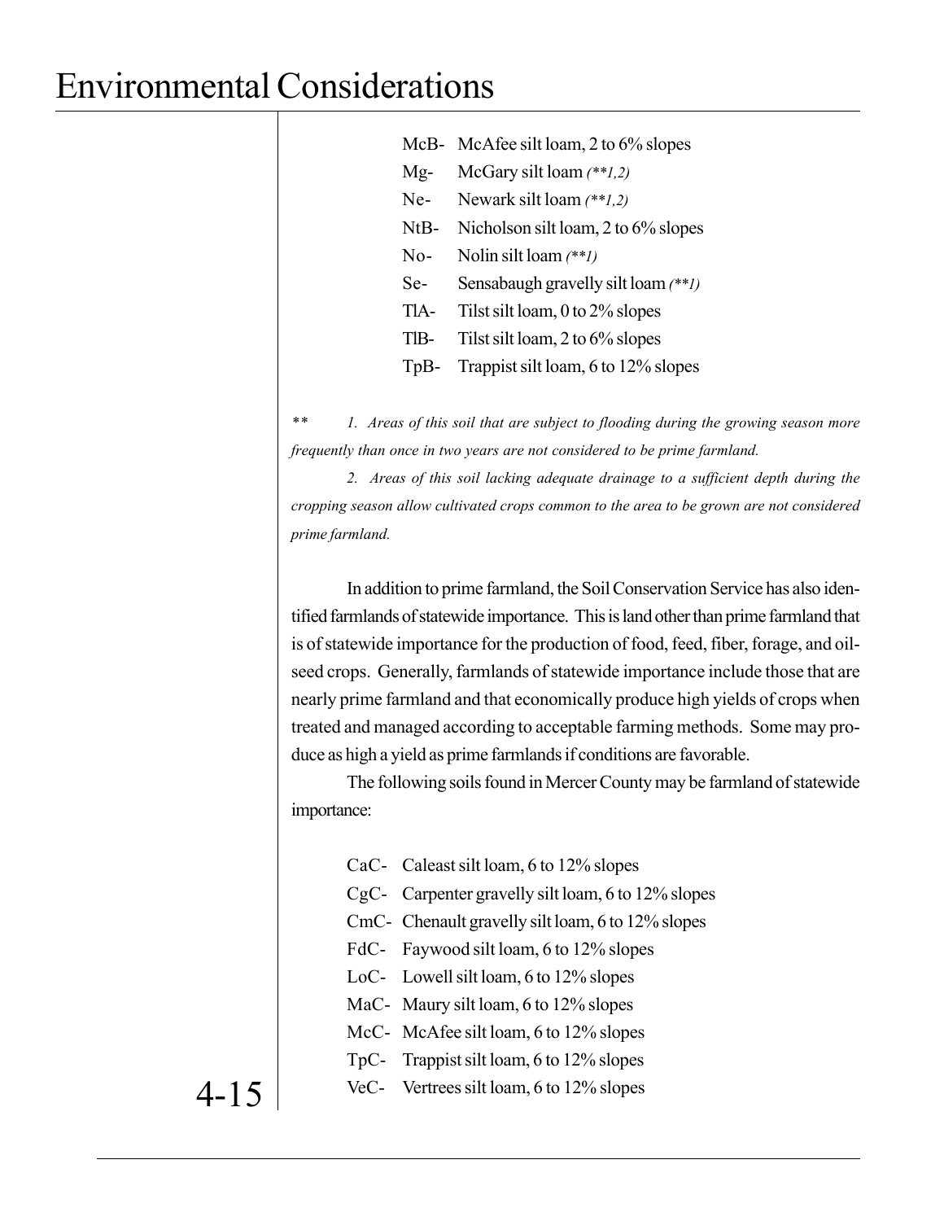McB- McAfee silt loam, 2 to 6% slopes
Mg- McGary silt loam *(**1,2)*
Ne- Newark silt loam *(**1,2)*
NtB- Nicholson silt loam, 2 to 6% slopes
No- Nolin silt loam *(**1)*
Se- Sensabaugh gravelly silt loam *(**1)*
TlA- Tilst silt loam, 0 to 2% slopes
TlB- Tilst silt loam, 2 to 6% slopes
TpB- Trappist silt loam, 6 to 12% slopes

*** 1. Areas of this soil that are subject to flooding during the growing season more frequently than once in two years are not considered to be prime farmland.*

*2. Areas of this soil lacking adequate drainage to a sufficient depth during the cropping season allow cultivated crops common to the area to be grown are not considered prime farmland.*

In addition to prime farmland, the Soil Conservation Service has also identified farmlands of statewide importance. This is land other than prime farmland that is of statewide importance for the production of food, feed, fiber, forage, and oilseed crops. Generally, farmlands of statewide importance include those that are nearly prime farmland and that economically produce high yields of crops when treated and managed according to acceptable farming methods. Some may produce as high a yield as prime farmlands if conditions are favorable.

The following soils found in Mercer County may be farmland of statewide importance:

CaC- Caleast silt loam, 6 to 12% slopes
CgC- Carpenter gravelly silt loam, 6 to 12% slopes
CmC- Chenault gravelly silt loam, 6 to 12% slopes
FdC- Faywood silt loam, 6 to 12% slopes
LoC- Lowell silt loam, 6 to 12% slopes
MaC- Maury silt loam, 6 to 12% slopes
McC- McAfee silt loam, 6 to 12% slopes
TpC- Trappist silt loam, 6 to 12% slopes
VeC- Vertrees silt loam, 6 to 12% slopes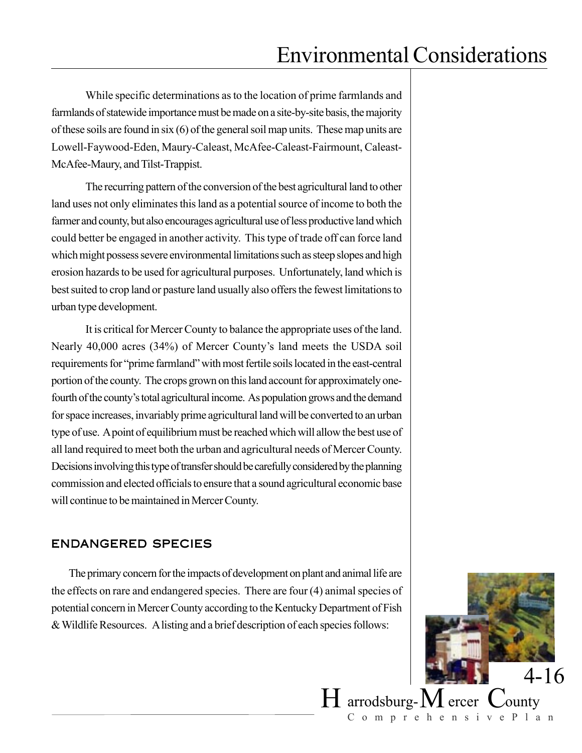While specific determinations as to the location of prime farmlands and farmlands of statewide importance must be made on a site-by-site basis, the majority of these soils are found in six (6) of the general soil map units. These map units are Lowell-Faywood-Eden, Maury-Caleast, McAfee-Caleast-Fairmount, Caleast-McAfee-Maury, and Tilst-Trappist.

The recurring pattern of the conversion of the best agricultural land to other land uses not only eliminates this land as a potential source of income to both the farmer and county, but also encourages agricultural use of less productive land which could better be engaged in another activity. This type of trade off can force land which might possess severe environmental limitations such as steep slopes and high erosion hazards to be used for agricultural purposes. Unfortunately, land which is best suited to crop land or pasture land usually also offers the fewest limitations to urban type development.

It is critical for Mercer County to balance the appropriate uses of the land. Nearly 40,000 acres (34%) of Mercer County's land meets the USDA soil requirements for "prime farmland" with most fertile soils located in the east-central portion of the county. The crops grown on this land account for approximately one-fourth of the county's total agricultural income. As population grows and the demand for space increases, invariably prime agricultural land will be converted to an urban type of use. A point of equilibrium must be reached which will allow the best use of all land required to meet both the urban and agricultural needs of Mercer County. Decisions involving this type of transfer should be carefully considered by the planning commission and elected officials to ensure that a sound agricultural economic base will continue to be maintained in Mercer County.

## ENDANGERED SPECIES

The primary concern for the impacts of development on plant and animal life are the effects on rare and endangered species. There are four (4) animal species of potential concern in Mercer County according to the Kentucky Department of Fish & Wildlife Resources. A listing and a brief description of each species follows: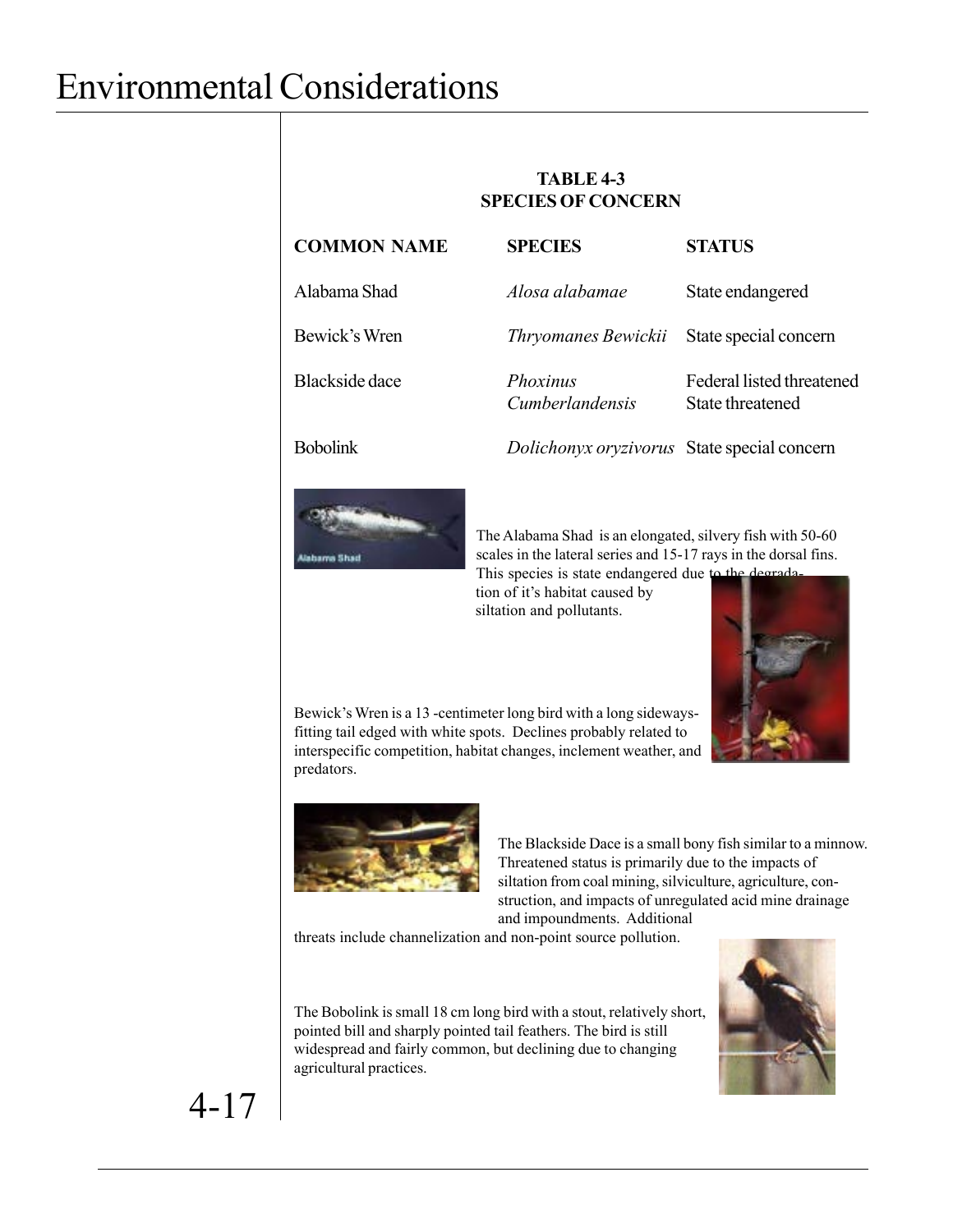# Environmental Considerations

**TABLE 4-3**
**SPECIES OF CONCERN**

| COMMON NAME | SPECIES | STATUS |
|---|---|---|
| Alabama Shad | *Alosa alabamae* | State endangered |
| Bewick's Wren | *Thryomanes Bewickii* | State special concern |
| Blackside dace | *Phoxinus Cumberlandensis* | Federal listed threatened<br>State threatened |
| Bobolink | *Dolichonyx oryzivorus* | State special concern |

The Alabama Shad is an elongated, silvery fish with 50-60 scales in the lateral series and 15-17 rays in the dorsal fins. This species is state endangered due to the degradation of it's habitat caused by siltation and pollutants.

Bewick's Wren is a 13 -centimeter long bird with a long sideways-fitting tail edged with white spots. Declines probably related to interspecific competition, habitat changes, inclement weather, and predators.

The Blackside Dace is a small bony fish similar to a minnow. Threatened status is primarily due to the impacts of siltation from coal mining, silviculture, agriculture, construction, and impacts of unregulated acid mine drainage and impoundments. Additional threats include channelization and non-point source pollution.

The Bobolink is small 18 cm long bird with a stout, relatively short, pointed bill and sharply pointed tail feathers. The bird is still widespread and fairly common, but declining due to changing agricultural practices.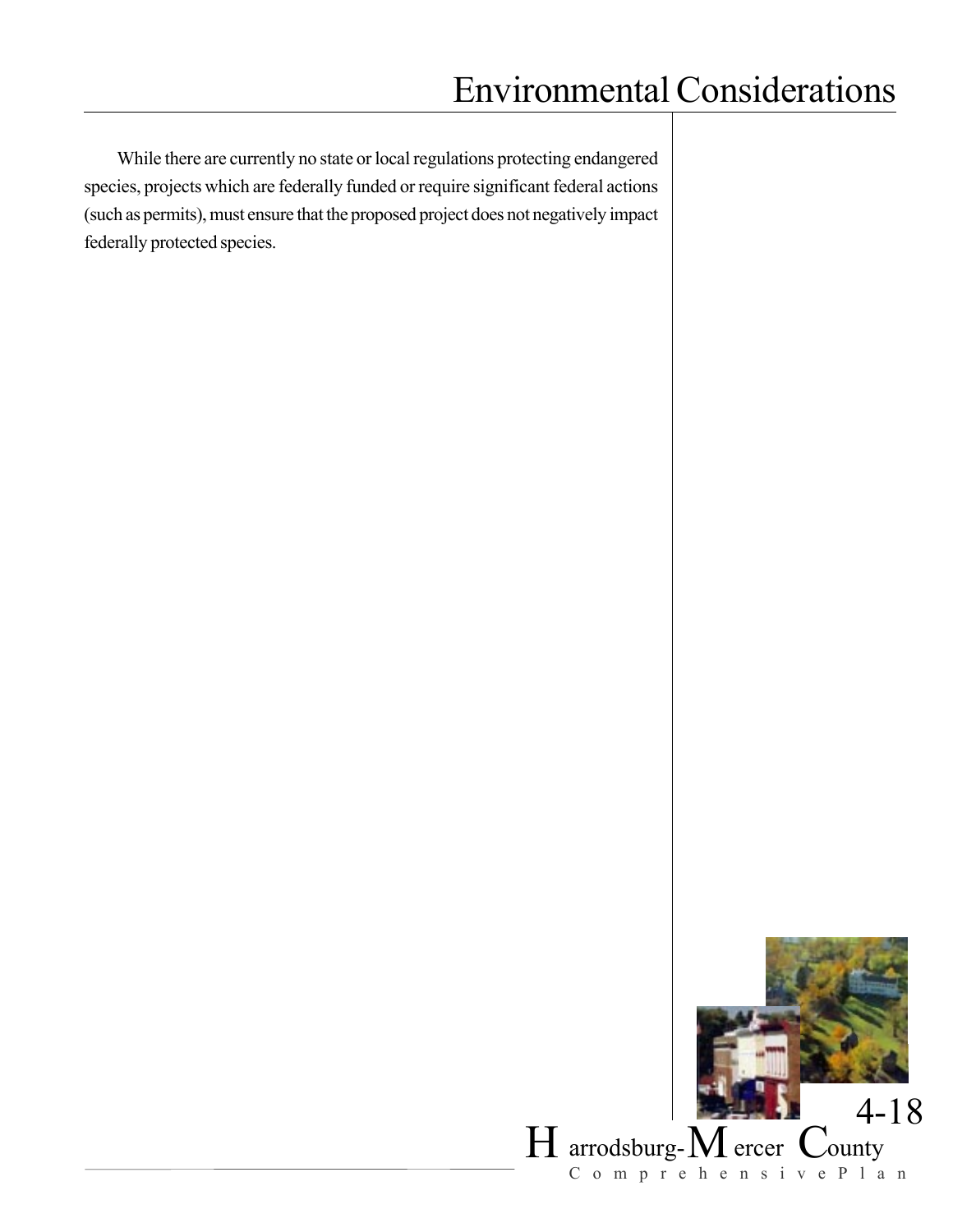While there are currently no state or local regulations protecting endangered species, projects which are federally funded or require significant federal actions (such as permits), must ensure that the proposed project does not negatively impact federally protected species.